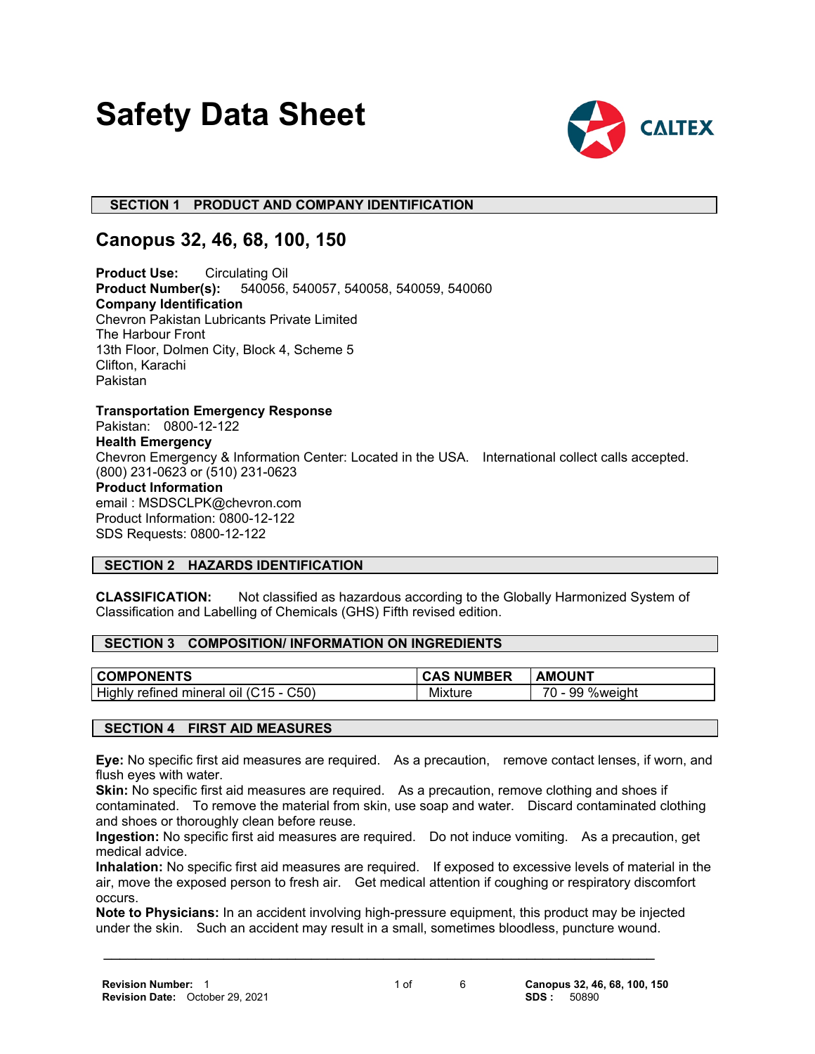# Safety Data Sheet

CALTEX

## SECTION 1 PRODUCT AND COMPANY IDENTIFICATION

## Canopus 32, 46, 68, 100, 150

**Product Use:** Circulating Oil
**Product Number(s):** 540056, 540057, 540058, 540059, 540060
**Company Identification**
Chevron Pakistan Lubricants Private Limited
The Harbour Front
13th Floor, Dolmen City, Block 4, Scheme 5
Clifton, Karachi
Pakistan

**Transportation Emergency Response**
Pakistan: 0800-12-122
**Health Emergency**
Chevron Emergency & Information Center: Located in the USA. International collect calls accepted.
(800) 231-0623 or (510) 231-0623
**Product Information**
email : MSDSCLPK@chevron.com
Product Information: 0800-12-122
SDS Requests: 0800-12-122

## SECTION 2 HAZARDS IDENTIFICATION

**CLASSIFICATION:** Not classified as hazardous according to the Globally Harmonized System of Classification and Labelling of Chemicals (GHS) Fifth revised edition.

## SECTION 3 COMPOSITION/ INFORMATION ON INGREDIENTS

| COMPONENTS | CAS NUMBER | AMOUNT |
|---|---|---|
| Highly refined mineral oil (C15 - C50) | Mixture | 70 - 99 %weight |

## SECTION 4 FIRST AID MEASURES

**Eye:** No specific first aid measures are required. As a precaution, remove contact lenses, if worn, and flush eyes with water.
**Skin:** No specific first aid measures are required. As a precaution, remove clothing and shoes if contaminated. To remove the material from skin, use soap and water. Discard contaminated clothing and shoes or thoroughly clean before reuse.
**Ingestion:** No specific first aid measures are required. Do not induce vomiting. As a precaution, get medical advice.
**Inhalation:** No specific first aid measures are required. If exposed to excessive levels of material in the air, move the exposed person to fresh air. Get medical attention if coughing or respiratory discomfort occurs.
**Note to Physicians:** In an accident involving high-pressure equipment, this product may be injected under the skin. Such an accident may result in a small, sometimes bloodless, puncture wound.

**Revision Number:** 1
**Revision Date:** October 29, 2021

**Canopus 32, 46, 68, 100, 150**
**SDS :** 50890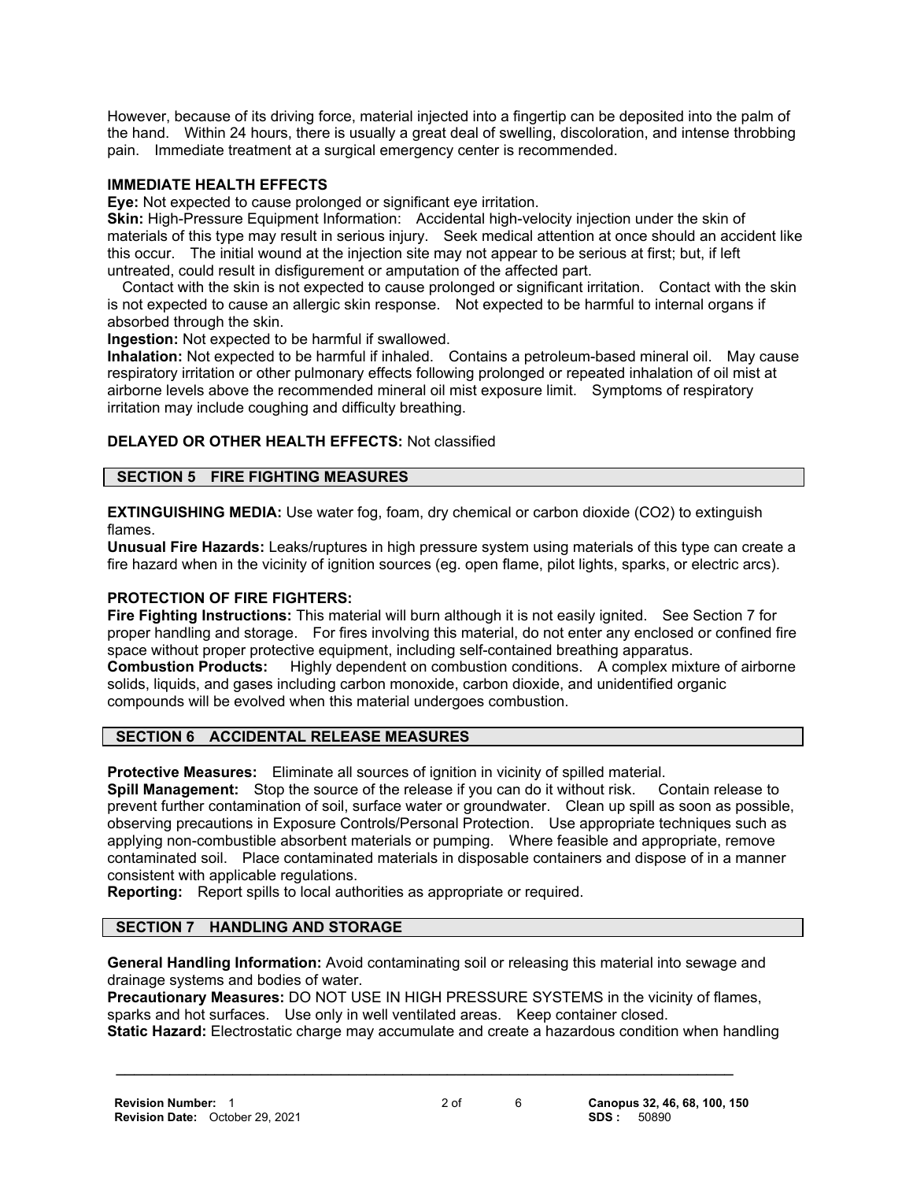However, because of its driving force, material injected into a fingertip can be deposited into the palm of the hand. Within 24 hours, there is usually a great deal of swelling, discoloration, and intense throbbing pain. Immediate treatment at a surgical emergency center is recommended.

**IMMEDIATE HEALTH EFFECTS**

**Eye:** Not expected to cause prolonged or significant eye irritation.
**Skin:** High-Pressure Equipment Information: Accidental high-velocity injection under the skin of materials of this type may result in serious injury. Seek medical attention at once should an accident like this occur. The initial wound at the injection site may not appear to be serious at first; but, if left untreated, could result in disfigurement or amputation of the affected part.
Contact with the skin is not expected to cause prolonged or significant irritation. Contact with the skin is not expected to cause an allergic skin response. Not expected to be harmful to internal organs if absorbed through the skin.
**Ingestion:** Not expected to be harmful if swallowed.
**Inhalation:** Not expected to be harmful if inhaled. Contains a petroleum-based mineral oil. May cause respiratory irritation or other pulmonary effects following prolonged or repeated inhalation of oil mist at airborne levels above the recommended mineral oil mist exposure limit. Symptoms of respiratory irritation may include coughing and difficulty breathing.

**DELAYED OR OTHER HEALTH EFFECTS:** Not classified

## SECTION 5 FIRE FIGHTING MEASURES

**EXTINGUISHING MEDIA:** Use water fog, foam, dry chemical or carbon dioxide ($CO_2$) to extinguish flames.
**Unusual Fire Hazards:** Leaks/ruptures in high pressure system using materials of this type can create a fire hazard when in the vicinity of ignition sources (eg. open flame, pilot lights, sparks, or electric arcs).

**PROTECTION OF FIRE FIGHTERS:**
**Fire Fighting Instructions:** This material will burn although it is not easily ignited. See Section 7 for proper handling and storage. For fires involving this material, do not enter any enclosed or confined fire space without proper protective equipment, including self-contained breathing apparatus.
**Combustion Products:** Highly dependent on combustion conditions. A complex mixture of airborne solids, liquids, and gases including carbon monoxide, carbon dioxide, and unidentified organic compounds will be evolved when this material undergoes combustion.

## SECTION 6 ACCIDENTAL RELEASE MEASURES

**Protective Measures:** Eliminate all sources of ignition in vicinity of spilled material.
**Spill Management:** Stop the source of the release if you can do it without risk. Contain release to prevent further contamination of soil, surface water or groundwater. Clean up spill as soon as possible, observing precautions in Exposure Controls/Personal Protection. Use appropriate techniques such as applying non-combustible absorbent materials or pumping. Where feasible and appropriate, remove contaminated soil. Place contaminated materials in disposable containers and dispose of in a manner consistent with applicable regulations.
**Reporting:** Report spills to local authorities as appropriate or required.

## SECTION 7 HANDLING AND STORAGE

**General Handling Information:** Avoid contaminating soil or releasing this material into sewage and drainage systems and bodies of water.
**Precautionary Measures:** DO NOT USE IN HIGH PRESSURE SYSTEMS in the vicinity of flames, sparks and hot surfaces. Use only in well ventilated areas. Keep container closed.
**Static Hazard:** Electrostatic charge may accumulate and create a hazardous condition when handling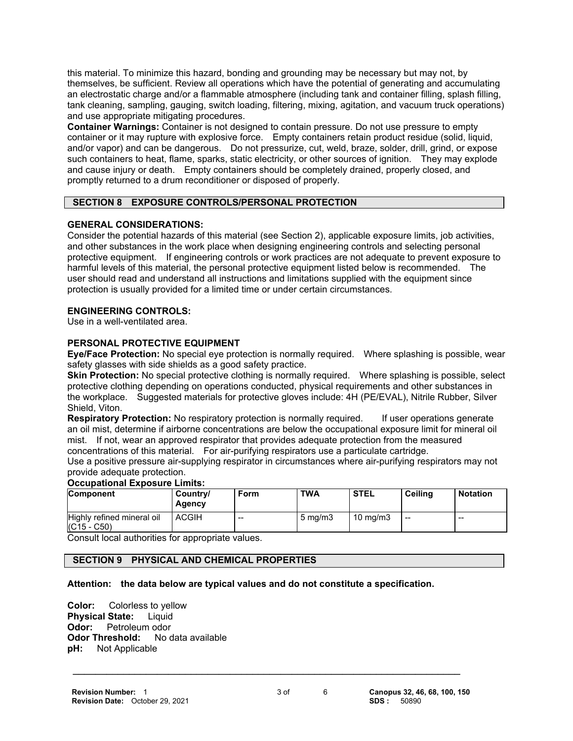this material. To minimize this hazard, bonding and grounding may be necessary but may not, by themselves, be sufficient. Review all operations which have the potential of generating and accumulating an electrostatic charge and/or a flammable atmosphere (including tank and container filling, splash filling, tank cleaning, sampling, gauging, switch loading, filtering, mixing, agitation, and vacuum truck operations) and use appropriate mitigating procedures.

**Container Warnings:** Container is not designed to contain pressure. Do not use pressure to empty container or it may rupture with explosive force. Empty containers retain product residue (solid, liquid, and/or vapor) and can be dangerous. Do not pressurize, cut, weld, braze, solder, drill, grind, or expose such containers to heat, flame, sparks, static electricity, or other sources of ignition. They may explode and cause injury or death. Empty containers should be completely drained, properly closed, and promptly returned to a drum reconditioner or disposed of properly.

## SECTION 8 EXPOSURE CONTROLS/PERSONAL PROTECTION

### GENERAL CONSIDERATIONS:

Consider the potential hazards of this material (see Section 2), applicable exposure limits, job activities, and other substances in the work place when designing engineering controls and selecting personal protective equipment. If engineering controls or work practices are not adequate to prevent exposure to harmful levels of this material, the personal protective equipment listed below is recommended. The user should read and understand all instructions and limitations supplied with the equipment since protection is usually provided for a limited time or under certain circumstances.

### ENGINEERING CONTROLS:

Use in a well-ventilated area.

### PERSONAL PROTECTIVE EQUIPMENT

**Eye/Face Protection:** No special eye protection is normally required. Where splashing is possible, wear safety glasses with side shields as a good safety practice.

**Skin Protection:** No special protective clothing is normally required. Where splashing is possible, select protective clothing depending on operations conducted, physical requirements and other substances in the workplace. Suggested materials for protective gloves include: 4H (PE/EVAL), Nitrile Rubber, Silver Shield, Viton.

**Respiratory Protection:** No respiratory protection is normally required. If user operations generate an oil mist, determine if airborne concentrations are below the occupational exposure limit for mineral oil mist. If not, wear an approved respirator that provides adequate protection from the measured concentrations of this material. For air-purifying respirators use a particulate cartridge.

Use a positive pressure air-supplying respirator in circumstances where air-purifying respirators may not provide adequate protection.

**Occupational Exposure Limits:**

| Component | Country/ Agency | Form | TWA | STEL | Ceiling | Notation |
|---|---|---|---|---|---|---|
| Highly refined mineral oil (C15 - C50) | ACGIH | -- | 5 mg/m3 | 10 mg/m3 | -- | -- |

Consult local authorities for appropriate values.

## SECTION 9 PHYSICAL AND CHEMICAL PROPERTIES

**Attention: the data below are typical values and do not constitute a specification.**

**Color:** Colorless to yellow
**Physical State:** Liquid
**Odor:** Petroleum odor
**Odor Threshold:** No data available
**pH:** Not Applicable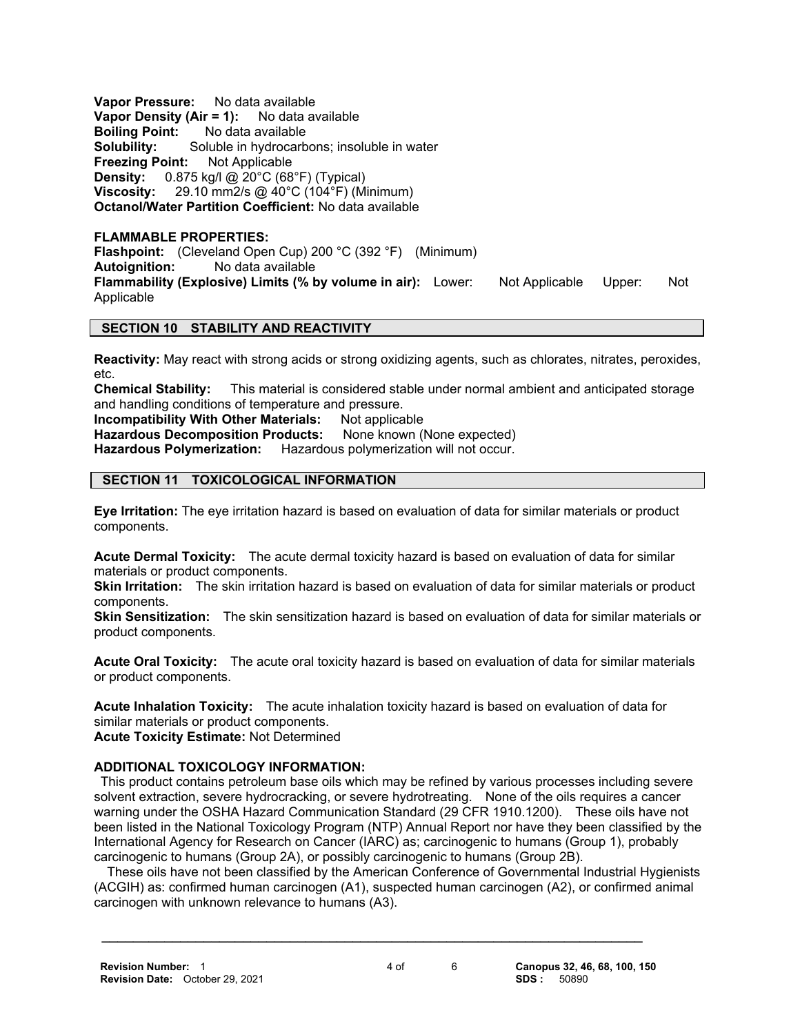**Vapor Pressure:** No data available
**Vapor Density (Air = 1):** No data available
**Boiling Point:** No data available
**Solubility:** Soluble in hydrocarbons; insoluble in water
**Freezing Point:** Not Applicable
**Density:** 0.875 kg/l @ 20°C (68°F) (Typical)
**Viscosity:** 29.10 mm2/s @ 40°C (104°F) (Minimum)
**Octanol/Water Partition Coefficient:** No data available

**FLAMMABLE PROPERTIES:**
**Flashpoint:** (Cleveland Open Cup) 200 °C (392 °F) (Minimum)
**Autoignition:** No data available
**Flammability (Explosive) Limits (% by volume in air):** Lower: Not Applicable Upper: Not Applicable

## SECTION 10 STABILITY AND REACTIVITY

**Reactivity:** May react with strong acids or strong oxidizing agents, such as chlorates, nitrates, peroxides, etc.
**Chemical Stability:** This material is considered stable under normal ambient and anticipated storage and handling conditions of temperature and pressure.
**Incompatibility With Other Materials:** Not applicable
**Hazardous Decomposition Products:** None known (None expected)
**Hazardous Polymerization:** Hazardous polymerization will not occur.

## SECTION 11 TOXICOLOGICAL INFORMATION

**Eye Irritation:** The eye irritation hazard is based on evaluation of data for similar materials or product components.

**Acute Dermal Toxicity:** The acute dermal toxicity hazard is based on evaluation of data for similar materials or product components.
**Skin Irritation:** The skin irritation hazard is based on evaluation of data for similar materials or product components.
**Skin Sensitization:** The skin sensitization hazard is based on evaluation of data for similar materials or product components.

**Acute Oral Toxicity:** The acute oral toxicity hazard is based on evaluation of data for similar materials or product components.

**Acute Inhalation Toxicity:** The acute inhalation toxicity hazard is based on evaluation of data for similar materials or product components.
**Acute Toxicity Estimate:** Not Determined

**ADDITIONAL TOXICOLOGY INFORMATION:**
This product contains petroleum base oils which may be refined by various processes including severe solvent extraction, severe hydrocracking, or severe hydrotreating. None of the oils requires a cancer warning under the OSHA Hazard Communication Standard (29 CFR 1910.1200). These oils have not been listed in the National Toxicology Program (NTP) Annual Report nor have they been classified by the International Agency for Research on Cancer (IARC) as; carcinogenic to humans (Group 1), probably carcinogenic to humans (Group 2A), or possibly carcinogenic to humans (Group 2B).
These oils have not been classified by the American Conference of Governmental Industrial Hygienists (ACGIH) as: confirmed human carcinogen (A1), suspected human carcinogen (A2), or confirmed animal carcinogen with unknown relevance to humans (A3).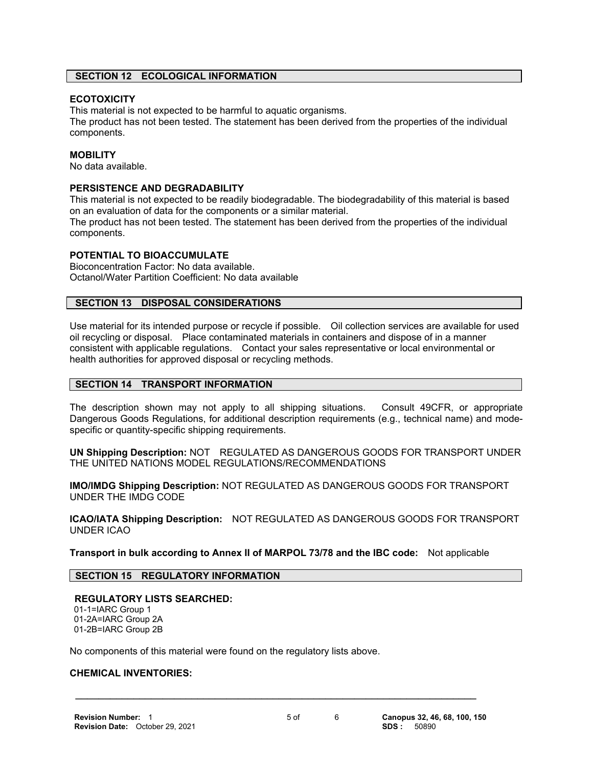## SECTION 12 ECOLOGICAL INFORMATION

### ECOTOXICITY

This material is not expected to be harmful to aquatic organisms.
The product has not been tested. The statement has been derived from the properties of the individual components.

### MOBILITY

No data available.

### PERSISTENCE AND DEGRADABILITY

This material is not expected to be readily biodegradable. The biodegradability of this material is based on an evaluation of data for the components or a similar material.
The product has not been tested. The statement has been derived from the properties of the individual components.

### POTENTIAL TO BIOACCUMULATE

Bioconcentration Factor: No data available.
Octanol/Water Partition Coefficient: No data available

## SECTION 13 DISPOSAL CONSIDERATIONS

Use material for its intended purpose or recycle if possible. Oil collection services are available for used oil recycling or disposal. Place contaminated materials in containers and dispose of in a manner consistent with applicable regulations. Contact your sales representative or local environmental or health authorities for approved disposal or recycling methods.

## SECTION 14 TRANSPORT INFORMATION

The description shown may not apply to all shipping situations. Consult 49CFR, or appropriate Dangerous Goods Regulations, for additional description requirements (e.g., technical name) and mode-specific or quantity-specific shipping requirements.

**UN Shipping Description:** NOT REGULATED AS DANGEROUS GOODS FOR TRANSPORT UNDER THE UNITED NATIONS MODEL REGULATIONS/RECOMMENDATIONS

**IMO/IMDG Shipping Description:** NOT REGULATED AS DANGEROUS GOODS FOR TRANSPORT UNDER THE IMDG CODE

**ICAO/IATA Shipping Description:** NOT REGULATED AS DANGEROUS GOODS FOR TRANSPORT UNDER ICAO

**Transport in bulk according to Annex II of MARPOL 73/78 and the IBC code:** Not applicable

## SECTION 15 REGULATORY INFORMATION

### REGULATORY LISTS SEARCHED:

01-1=IARC Group 1
01-2A=IARC Group 2A
01-2B=IARC Group 2B

No components of this material were found on the regulatory lists above.

### CHEMICAL INVENTORIES: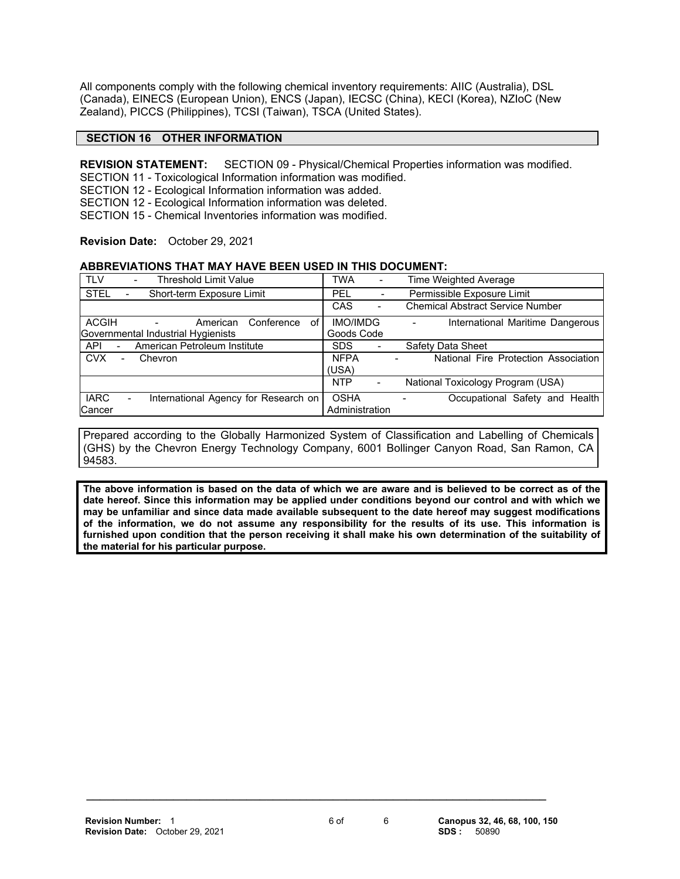All components comply with the following chemical inventory requirements: AIIC (Australia), DSL (Canada), EINECS (European Union), ENCS (Japan), IECSC (China), KECI (Korea), NZIoC (New Zealand), PICCS (Philippines), TCSI (Taiwan), TSCA (United States).

## SECTION 16 OTHER INFORMATION

**REVISION STATEMENT:** SECTION 09 - Physical/Chemical Properties information was modified.
SECTION 11 - Toxicological Information information was modified.
SECTION 12 - Ecological Information information was added.
SECTION 12 - Ecological Information information was deleted.
SECTION 15 - Chemical Inventories information was modified.

**Revision Date:** October 29, 2021

**ABBREVIATIONS THAT MAY HAVE BEEN USED IN THIS DOCUMENT:**

| | |
|---|---|
| TLV - Threshold Limit Value | TWA - Time Weighted Average |
| STEL - Short-term Exposure Limit | PEL - Permissible Exposure Limit |
| | CAS - Chemical Abstract Service Number |
| ACGIH - American Conference of Governmental Industrial Hygienists | IMO/IMDG - International Maritime Dangerous Goods Code |
| API - American Petroleum Institute | SDS - Safety Data Sheet |
| CVX - Chevron | NFPA - National Fire Protection Association (USA) |
| | NTP - National Toxicology Program (USA) |
| IARC - International Agency for Research on Cancer | OSHA - Occupational Safety and Health Administration |

Prepared according to the Globally Harmonized System of Classification and Labelling of Chemicals (GHS) by the Chevron Energy Technology Company, 6001 Bollinger Canyon Road, San Ramon, CA 94583.

**The above information is based on the data of which we are aware and is believed to be correct as of the date hereof. Since this information may be applied under conditions beyond our control and with which we may be unfamiliar and since data made available subsequent to the date hereof may suggest modifications of the information, we do not assume any responsibility for the results of its use. This information is furnished upon condition that the person receiving it shall make his own determination of the suitability of the material for his particular purpose.**